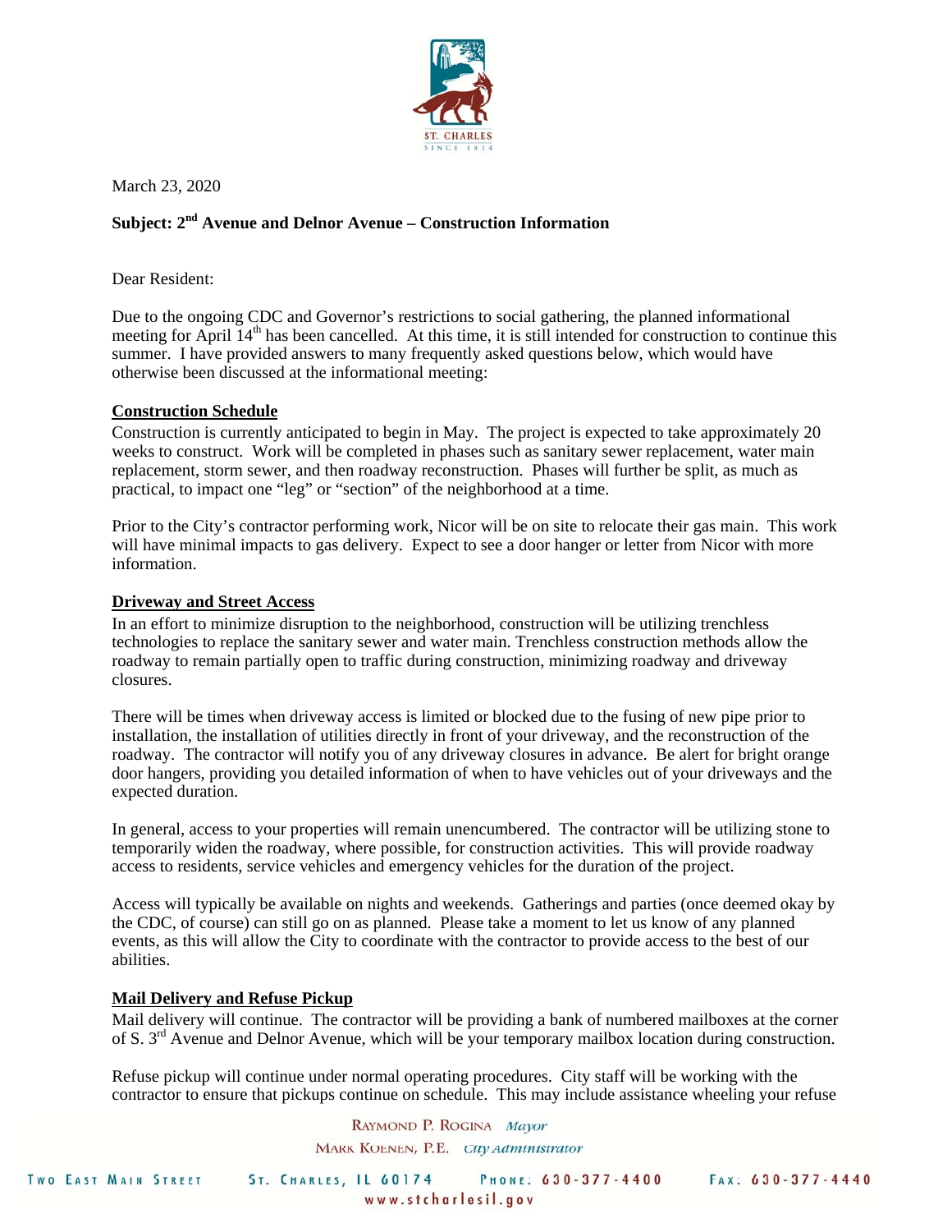March 23, 2020

**Subject: 2nd Avenue and Delnor Avenue – Construction Information**

Dear Resident:

Due to the ongoing CDC and Governor's restrictions to social gathering, the planned informational meeting for April 14th has been cancelled. At this time, it is still intended for construction to continue this summer. I have provided answers to many frequently asked questions below, which would have otherwise been discussed at the informational meeting:

**Construction Schedule**

Construction is currently anticipated to begin in May. The project is expected to take approximately 20 weeks to construct. Work will be completed in phases such as sanitary sewer replacement, water main replacement, storm sewer, and then roadway reconstruction. Phases will further be split, as much as practical, to impact one "leg" or "section" of the neighborhood at a time.

Prior to the City's contractor performing work, Nicor will be on site to relocate their gas main. This work will have minimal impacts to gas delivery. Expect to see a door hanger or letter from Nicor with more information.

**Driveway and Street Access**

In an effort to minimize disruption to the neighborhood, construction will be utilizing trenchless technologies to replace the sanitary sewer and water main. Trenchless construction methods allow the roadway to remain partially open to traffic during construction, minimizing roadway and driveway closures.

There will be times when driveway access is limited or blocked due to the fusing of new pipe prior to installation, the installation of utilities directly in front of your driveway, and the reconstruction of the roadway. The contractor will notify you of any driveway closures in advance. Be alert for bright orange door hangers, providing you detailed information of when to have vehicles out of your driveways and the expected duration.

In general, access to your properties will remain unencumbered. The contractor will be utilizing stone to temporarily widen the roadway, where possible, for construction activities. This will provide roadway access to residents, service vehicles and emergency vehicles for the duration of the project.

Access will typically be available on nights and weekends. Gatherings and parties (once deemed okay by the CDC, of course) can still go on as planned. Please take a moment to let us know of any planned events, as this will allow the City to coordinate with the contractor to provide access to the best of our abilities.

**Mail Delivery and Refuse Pickup**

Mail delivery will continue. The contractor will be providing a bank of numbered mailboxes at the corner of S. 3rd Avenue and Delnor Avenue, which will be your temporary mailbox location during construction.

Refuse pickup will continue under normal operating procedures. City staff will be working with the contractor to ensure that pickups continue on schedule. This may include assistance wheeling your refuse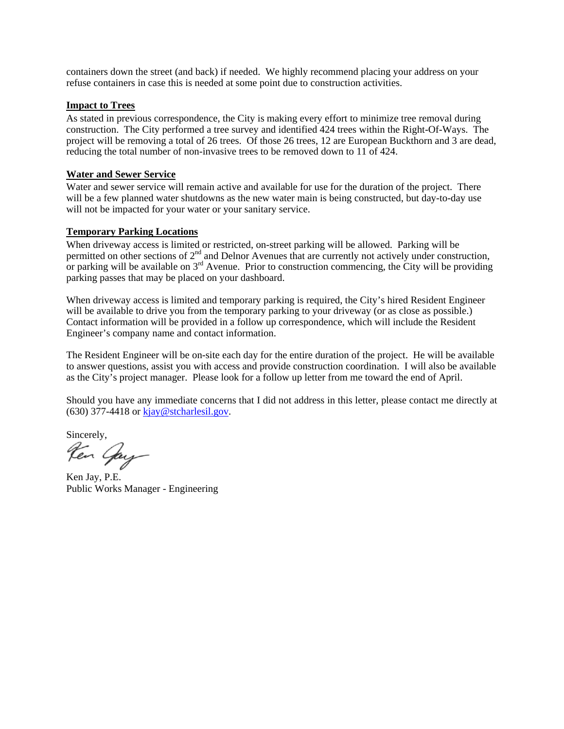containers down the street (and back) if needed. We highly recommend placing your address on your refuse containers in case this is needed at some point due to construction activities.

**Impact to Trees**

As stated in previous correspondence, the City is making every effort to minimize tree removal during construction. The City performed a tree survey and identified 424 trees within the Right-Of-Ways. The project will be removing a total of 26 trees. Of those 26 trees, 12 are European Buckthorn and 3 are dead, reducing the total number of non-invasive trees to be removed down to 11 of 424.

**Water and Sewer Service**

Water and sewer service will remain active and available for use for the duration of the project. There will be a few planned water shutdowns as the new water main is being constructed, but day-to-day use will not be impacted for your water or your sanitary service.

**Temporary Parking Locations**

When driveway access is limited or restricted, on-street parking will be allowed. Parking will be permitted on other sections of 2nd and Delnor Avenues that are currently not actively under construction, or parking will be available on 3rd Avenue. Prior to construction commencing, the City will be providing parking passes that may be placed on your dashboard.

When driveway access is limited and temporary parking is required, the City's hired Resident Engineer will be available to drive you from the temporary parking to your driveway (or as close as possible.) Contact information will be provided in a follow up correspondence, which will include the Resident Engineer's company name and contact information.

The Resident Engineer will be on-site each day for the entire duration of the project. He will be available to answer questions, assist you with access and provide construction coordination. I will also be available as the City's project manager. Please look for a follow up letter from me toward the end of April.

Should you have any immediate concerns that I did not address in this letter, please contact me directly at (630) 377-4418 or kjay@stcharlesil.gov.

Sincerely,

Ken Jay, P.E.
Public Works Manager - Engineering